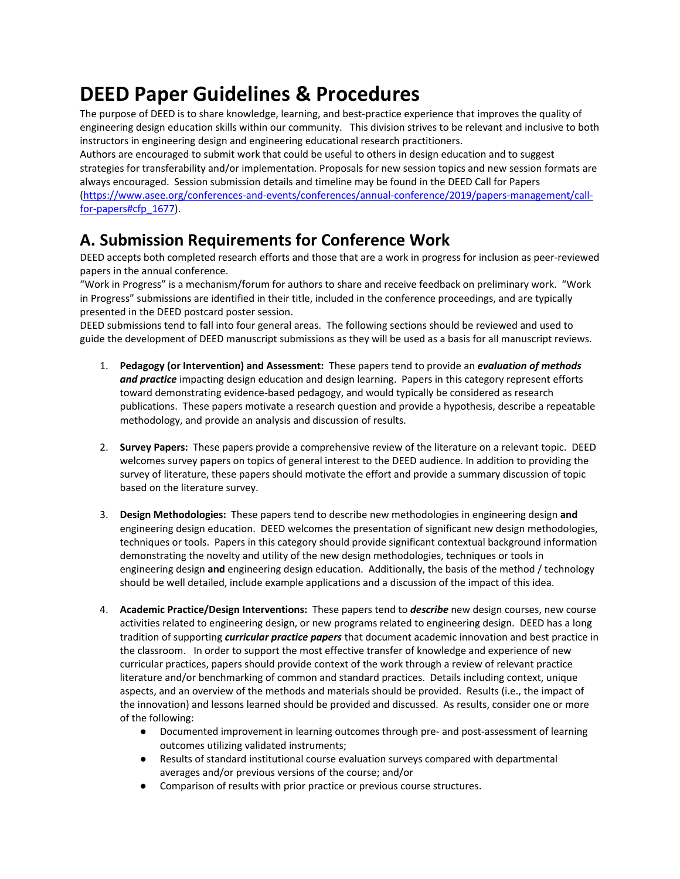# DEED Paper Guidelines & Procedures

The purpose of DEED is to share knowledge, learning, and best-practice experience that improves the quality of engineering design education skills within our community. This division strives to be relevant and inclusive to both instructors in engineering design and engineering educational research practitioners.

Authors are encouraged to submit work that could be useful to others in design education and to suggest strategies for transferability and/or implementation. Proposals for new session topics and new session formats are always encouraged. Session submission details and timeline may be found in the DEED Call for Papers ([https://www.asee.org/conferences-and-events/conferences/annual-conference/2019/papers-management/call-for-papers#cfp_1677](https://www.asee.org/conferences-and-events/conferences/annual-conference/2019/papers-management/call-for-papers#cfp_1677)).

## A. Submission Requirements for Conference Work

DEED accepts both completed research efforts and those that are a work in progress for inclusion as peer-reviewed papers in the annual conference.

"Work in Progress" is a mechanism/forum for authors to share and receive feedback on preliminary work. "Work in Progress" submissions are identified in their title, included in the conference proceedings, and are typically presented in the DEED postcard poster session.

DEED submissions tend to fall into four general areas. The following sections should be reviewed and used to guide the development of DEED manuscript submissions as they will be used as a basis for all manuscript reviews.

1. **Pedagogy (or Intervention) and Assessment:** These papers tend to provide an ***evaluation of methods and practice*** impacting design education and design learning. Papers in this category represent efforts toward demonstrating evidence-based pedagogy, and would typically be considered as research publications. These papers motivate a research question and provide a hypothesis, describe a repeatable methodology, and provide an analysis and discussion of results.

2. **Survey Papers:** These papers provide a comprehensive review of the literature on a relevant topic. DEED welcomes survey papers on topics of general interest to the DEED audience. In addition to providing the survey of literature, these papers should motivate the effort and provide a summary discussion of topic based on the literature survey.

3. **Design Methodologies:** These papers tend to describe new methodologies in engineering design **and** engineering design education. DEED welcomes the presentation of significant new design methodologies, techniques or tools. Papers in this category should provide significant contextual background information demonstrating the novelty and utility of the new design methodologies, techniques or tools in engineering design **and** engineering design education. Additionally, the basis of the method / technology should be well detailed, include example applications and a discussion of the impact of this idea.

4. **Academic Practice/Design Interventions:** These papers tend to ***describe*** new design courses, new course activities related to engineering design, or new programs related to engineering design. DEED has a long tradition of supporting ***curricular practice papers*** that document academic innovation and best practice in the classroom. In order to support the most effective transfer of knowledge and experience of new curricular practices, papers should provide context of the work through a review of relevant practice literature and/or benchmarking of common and standard practices. Details including context, unique aspects, and an overview of the methods and materials should be provided. Results (i.e., the impact of the innovation) and lessons learned should be provided and discussed. As results, consider one or more of the following:
   - Documented improvement in learning outcomes through pre- and post-assessment of learning outcomes utilizing validated instruments;
   - Results of standard institutional course evaluation surveys compared with departmental averages and/or previous versions of the course; and/or
   - Comparison of results with prior practice or previous course structures.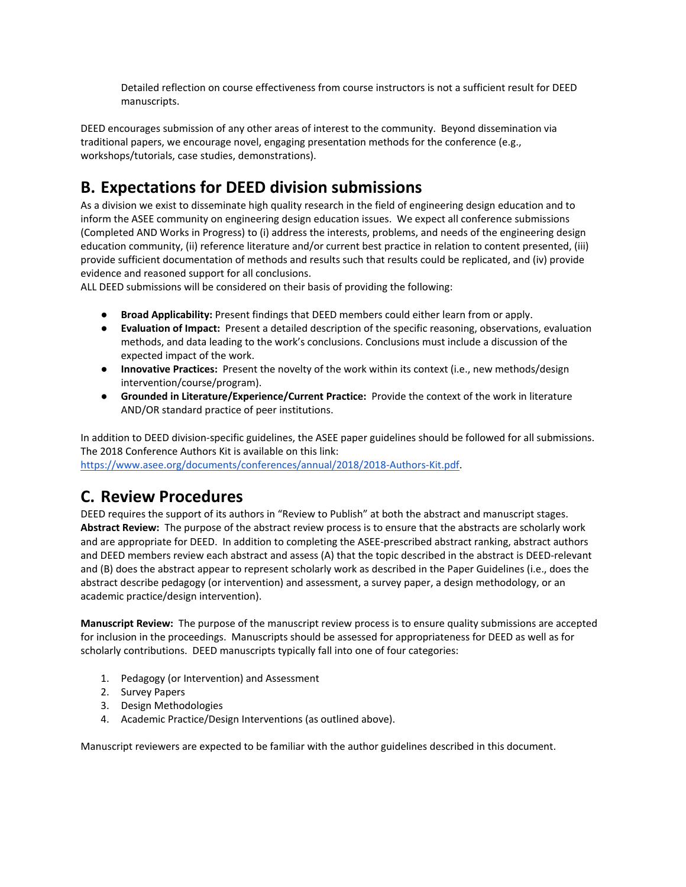Detailed reflection on course effectiveness from course instructors is not a sufficient result for DEED manuscripts.

DEED encourages submission of any other areas of interest to the community. Beyond dissemination via traditional papers, we encourage novel, engaging presentation methods for the conference (e.g., workshops/tutorials, case studies, demonstrations).

## B. Expectations for DEED division submissions

As a division we exist to disseminate high quality research in the field of engineering design education and to inform the ASEE community on engineering design education issues. We expect all conference submissions (Completed AND Works in Progress) to (i) address the interests, problems, and needs of the engineering design education community, (ii) reference literature and/or current best practice in relation to content presented, (iii) provide sufficient documentation of methods and results such that results could be replicated, and (iv) provide evidence and reasoned support for all conclusions.
ALL DEED submissions will be considered on their basis of providing the following:

- **Broad Applicability:** Present findings that DEED members could either learn from or apply.
- **Evaluation of Impact:** Present a detailed description of the specific reasoning, observations, evaluation methods, and data leading to the work's conclusions. Conclusions must include a discussion of the expected impact of the work.
- **Innovative Practices:** Present the novelty of the work within its context (i.e., new methods/design intervention/course/program).
- **Grounded in Literature/Experience/Current Practice:** Provide the context of the work in literature AND/OR standard practice of peer institutions.

In addition to DEED division-specific guidelines, the ASEE paper guidelines should be followed for all submissions. The 2018 Conference Authors Kit is available on this link: https://www.asee.org/documents/conferences/annual/2018/2018-Authors-Kit.pdf.

## C. Review Procedures

DEED requires the support of its authors in "Review to Publish" at both the abstract and manuscript stages.
**Abstract Review:** The purpose of the abstract review process is to ensure that the abstracts are scholarly work and are appropriate for DEED. In addition to completing the ASEE-prescribed abstract ranking, abstract authors and DEED members review each abstract and assess (A) that the topic described in the abstract is DEED-relevant and (B) does the abstract appear to represent scholarly work as described in the Paper Guidelines (i.e., does the abstract describe pedagogy (or intervention) and assessment, a survey paper, a design methodology, or an academic practice/design intervention).

**Manuscript Review:** The purpose of the manuscript review process is to ensure quality submissions are accepted for inclusion in the proceedings. Manuscripts should be assessed for appropriateness for DEED as well as for scholarly contributions. DEED manuscripts typically fall into one of four categories:

1. Pedagogy (or Intervention) and Assessment
2. Survey Papers
3. Design Methodologies
4. Academic Practice/Design Interventions (as outlined above).

Manuscript reviewers are expected to be familiar with the author guidelines described in this document.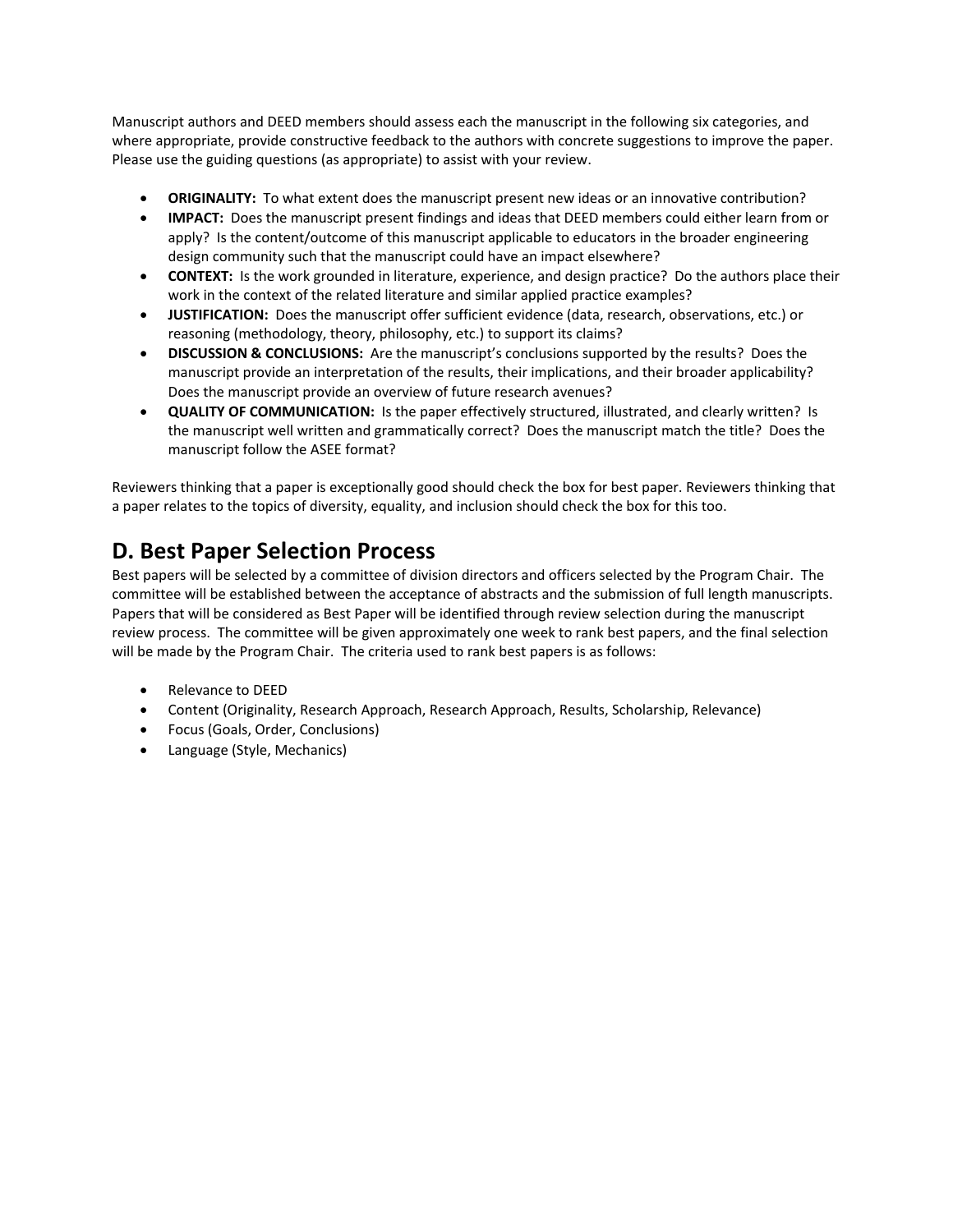Manuscript authors and DEED members should assess each the manuscript in the following six categories, and where appropriate, provide constructive feedback to the authors with concrete suggestions to improve the paper. Please use the guiding questions (as appropriate) to assist with your review.

- **ORIGINALITY:** To what extent does the manuscript present new ideas or an innovative contribution?
- **IMPACT:** Does the manuscript present findings and ideas that DEED members could either learn from or apply? Is the content/outcome of this manuscript applicable to educators in the broader engineering design community such that the manuscript could have an impact elsewhere?
- **CONTEXT:** Is the work grounded in literature, experience, and design practice? Do the authors place their work in the context of the related literature and similar applied practice examples?
- **JUSTIFICATION:** Does the manuscript offer sufficient evidence (data, research, observations, etc.) or reasoning (methodology, theory, philosophy, etc.) to support its claims?
- **DISCUSSION & CONCLUSIONS:** Are the manuscript's conclusions supported by the results? Does the manuscript provide an interpretation of the results, their implications, and their broader applicability? Does the manuscript provide an overview of future research avenues?
- **QUALITY OF COMMUNICATION:** Is the paper effectively structured, illustrated, and clearly written? Is the manuscript well written and grammatically correct? Does the manuscript match the title? Does the manuscript follow the ASEE format?

Reviewers thinking that a paper is exceptionally good should check the box for best paper. Reviewers thinking that a paper relates to the topics of diversity, equality, and inclusion should check the box for this too.

## D. Best Paper Selection Process

Best papers will be selected by a committee of division directors and officers selected by the Program Chair. The committee will be established between the acceptance of abstracts and the submission of full length manuscripts. Papers that will be considered as Best Paper will be identified through review selection during the manuscript review process. The committee will be given approximately one week to rank best papers, and the final selection will be made by the Program Chair. The criteria used to rank best papers is as follows:

- Relevance to DEED
- Content (Originality, Research Approach, Research Approach, Results, Scholarship, Relevance)
- Focus (Goals, Order, Conclusions)
- Language (Style, Mechanics)